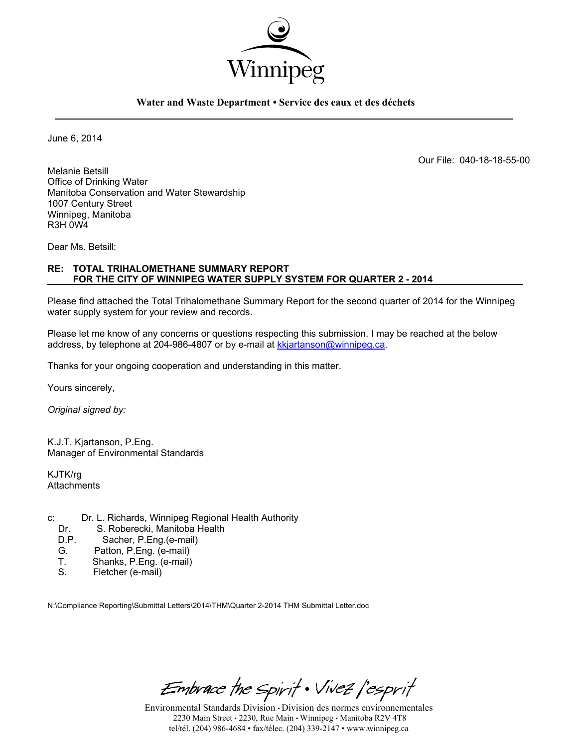Winnipeg

**Water and Waste Department • Service des eaux et des déchets**

June 6, 2014

Our File: 040-18-18-55-00

Melanie Betsill
Office of Drinking Water
Manitoba Conservation and Water Stewardship
1007 Century Street
Winnipeg, Manitoba
R3H 0W4

Dear Ms. Betsill:

**RE: TOTAL TRIHALOMETHANE SUMMARY REPORT FOR THE CITY OF WINNIPEG WATER SUPPLY SYSTEM FOR QUARTER 2 - 2014**

Please find attached the Total Trihalomethane Summary Report for the second quarter of 2014 for the Winnipeg water supply system for your review and records.

Please let me know of any concerns or questions respecting this submission. I may be reached at the below address, by telephone at 204-986-4807 or by e-mail at kkjartanson@winnipeg.ca.

Thanks for your ongoing cooperation and understanding in this matter.

Yours sincerely,

*Original signed by:*

K.J.T. Kjartanson, P.Eng.
Manager of Environmental Standards

KJTK/rg
Attachments

c: Dr. L. Richards, Winnipeg Regional Health Authority
Dr. S. Roberecki, Manitoba Health
D.P. Sacher, P.Eng.(e-mail)
G. Patton, P.Eng. (e-mail)
T. Shanks, P.Eng. (e-mail)
S. Fletcher (e-mail)

N:\Compliance Reporting\Submittal Letters\2014\THM\Quarter 2-2014 THM Submittal Letter.doc

Embrace the Spirit • Vivez l'esprit

Environmental Standards Division • Division des normes environnementales
2230 Main Street • 2230, Rue Main • Winnipeg • Manitoba R2V 4T8
tel/tél. (204) 986-4684 • fax/télec. (204) 339-2147 • www.winnipeg.ca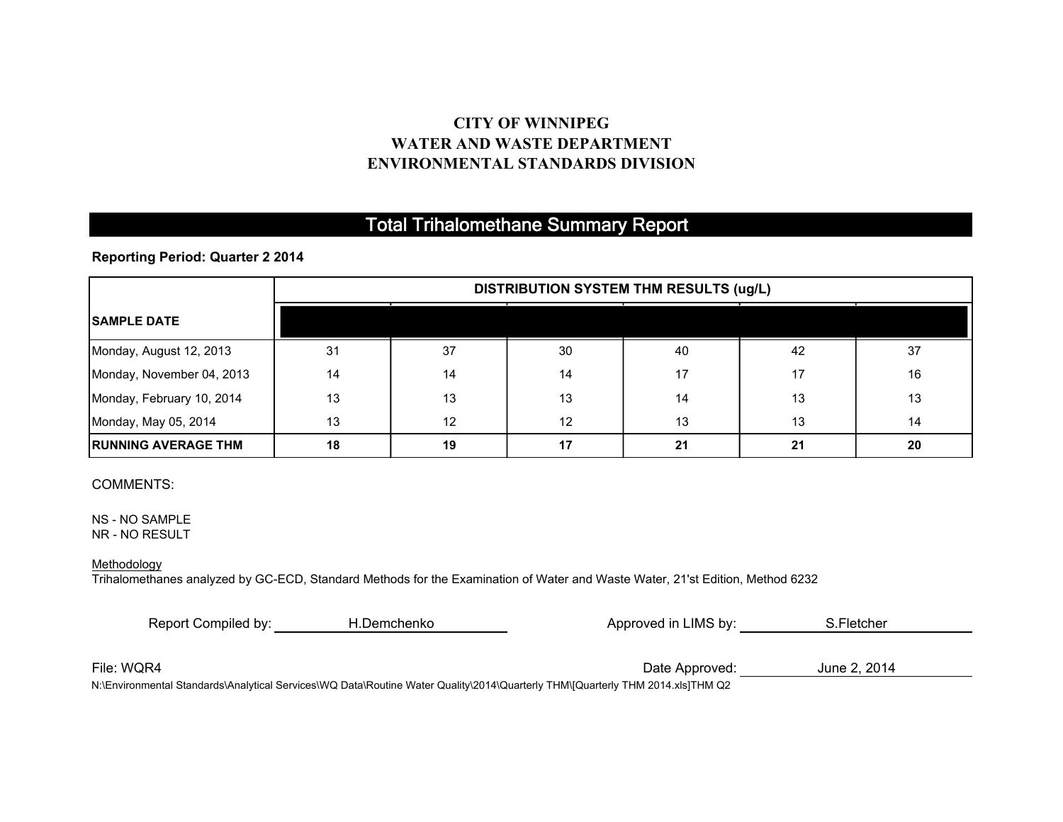**CITY OF WINNIPEG**
**WATER AND WASTE DEPARTMENT**
**ENVIRONMENTAL STANDARDS DIVISION**

# Total Trihalomethane Summary Report

**Reporting Period: Quarter 2 2014**

| | DISTRIBUTION SYSTEM THM RESULTS (ug/L) | | | | | |
|---|---|---|---|---|---|---|
| **SAMPLE DATE** | | | | | | |
| Monday, August 12, 2013 | 31 | 37 | 30 | 40 | 42 | 37 |
| Monday, November 04, 2013 | 14 | 14 | 14 | 17 | 17 | 16 |
| Monday, February 10, 2014 | 13 | 13 | 13 | 14 | 13 | 13 |
| Monday, May 05, 2014 | 13 | 12 | 12 | 13 | 13 | 14 |
| **RUNNING AVERAGE THM** | **18** | **19** | **17** | **21** | **21** | **20** |

COMMENTS:

NS - NO SAMPLE
NR - NO RESULT

Methodology
Trihalomethanes analyzed by GC-ECD, Standard Methods for the Examination of Water and Waste Water, 21'st Edition, Method 6232

Report Compiled by: H.Demchenko

Approved in LIMS by: S.Fletcher

File: WQR4

Date Approved: June 2, 2014

N:\Environmental Standards\Analytical Services\WQ Data\Routine Water Quality\2014\Quarterly THM\[Quarterly THM 2014.xls]THM Q2